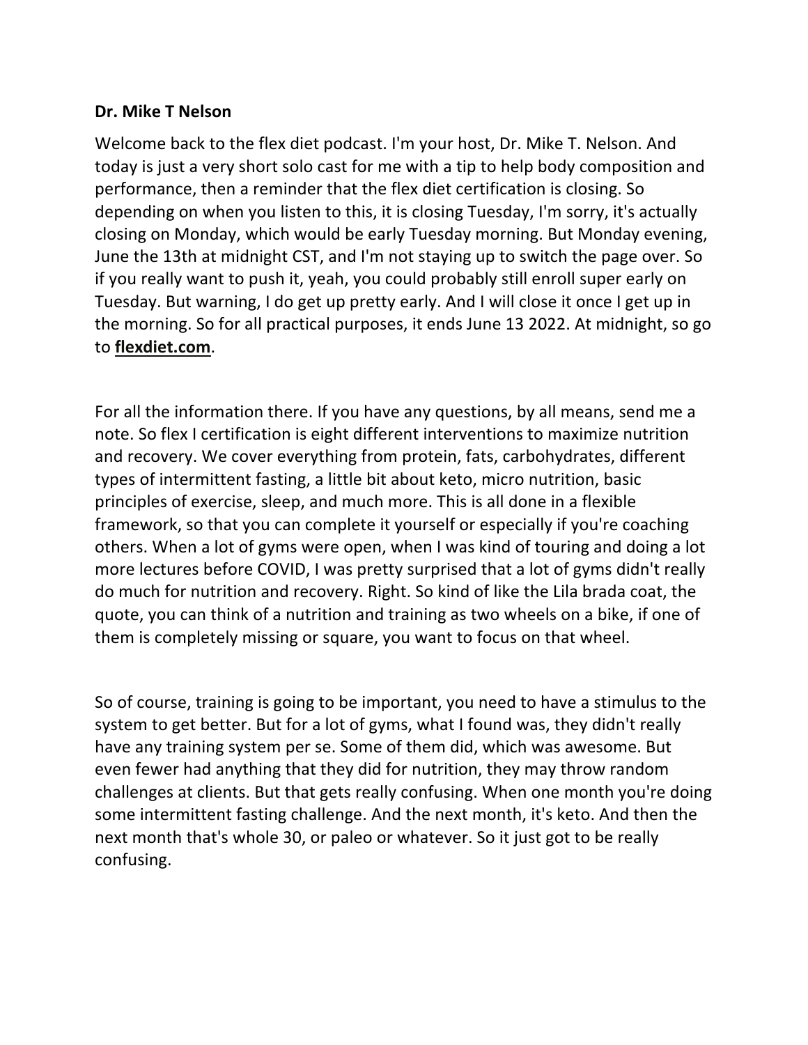**Dr. Mike T Nelson**

Welcome back to the flex diet podcast. I'm your host, Dr. Mike T. Nelson. And today is just a very short solo cast for me with a tip to help body composition and performance, then a reminder that the flex diet certification is closing. So depending on when you listen to this, it is closing Tuesday, I'm sorry, it's actually closing on Monday, which would be early Tuesday morning. But Monday evening, June the 13th at midnight CST, and I'm not staying up to switch the page over. So if you really want to push it, yeah, you could probably still enroll super early on Tuesday. But warning, I do get up pretty early. And I will close it once I get up in the morning. So for all practical purposes, it ends June 13 2022. At midnight, so go to **flexdiet.com**.

For all the information there. If you have any questions, by all means, send me a note. So flex I certification is eight different interventions to maximize nutrition and recovery. We cover everything from protein, fats, carbohydrates, different types of intermittent fasting, a little bit about keto, micro nutrition, basic principles of exercise, sleep, and much more. This is all done in a flexible framework, so that you can complete it yourself or especially if you're coaching others. When a lot of gyms were open, when I was kind of touring and doing a lot more lectures before COVID, I was pretty surprised that a lot of gyms didn't really do much for nutrition and recovery. Right. So kind of like the Lila brada coat, the quote, you can think of a nutrition and training as two wheels on a bike, if one of them is completely missing or square, you want to focus on that wheel.

So of course, training is going to be important, you need to have a stimulus to the system to get better. But for a lot of gyms, what I found was, they didn't really have any training system per se. Some of them did, which was awesome. But even fewer had anything that they did for nutrition, they may throw random challenges at clients. But that gets really confusing. When one month you're doing some intermittent fasting challenge. And the next month, it's keto. And then the next month that's whole 30, or paleo or whatever. So it just got to be really confusing.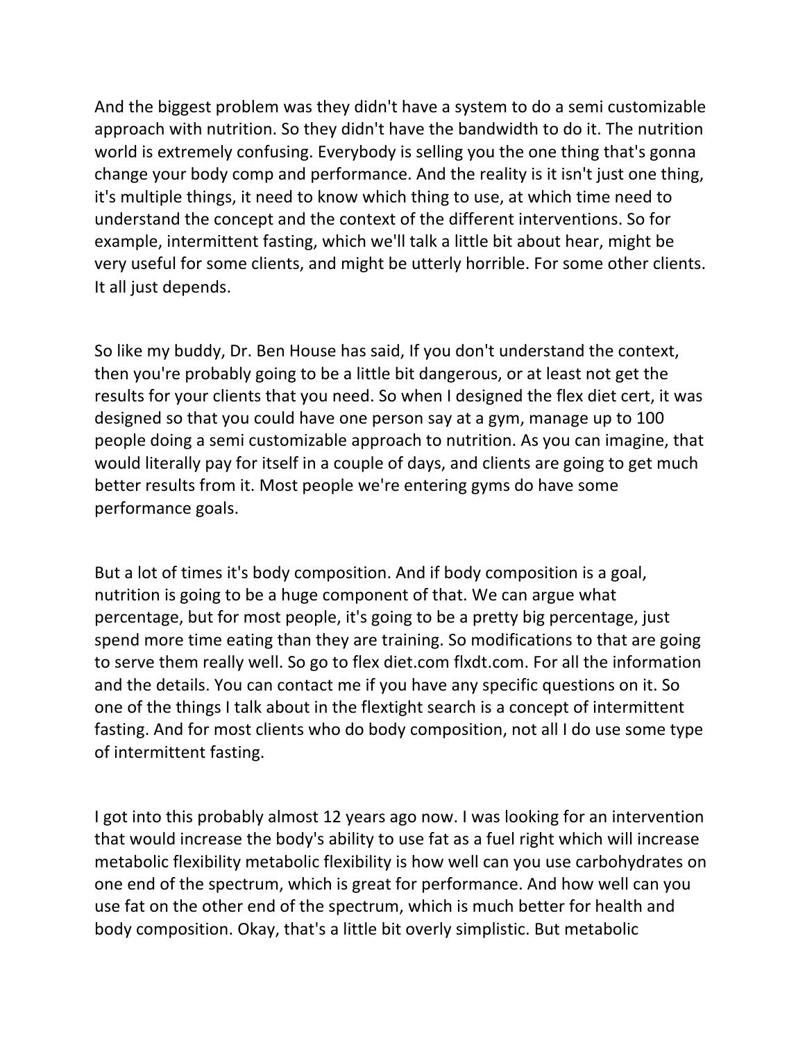And the biggest problem was they didn't have a system to do a semi customizable approach with nutrition. So they didn't have the bandwidth to do it. The nutrition world is extremely confusing. Everybody is selling you the one thing that's gonna change your body comp and performance. And the reality is it isn't just one thing, it's multiple things, it need to know which thing to use, at which time need to understand the concept and the context of the different interventions. So for example, intermittent fasting, which we'll talk a little bit about hear, might be very useful for some clients, and might be utterly horrible. For some other clients. It all just depends.

So like my buddy, Dr. Ben House has said, If you don't understand the context, then you're probably going to be a little bit dangerous, or at least not get the results for your clients that you need. So when I designed the flex diet cert, it was designed so that you could have one person say at a gym, manage up to 100 people doing a semi customizable approach to nutrition. As you can imagine, that would literally pay for itself in a couple of days, and clients are going to get much better results from it. Most people we're entering gyms do have some performance goals.

But a lot of times it's body composition. And if body composition is a goal, nutrition is going to be a huge component of that. We can argue what percentage, but for most people, it's going to be a pretty big percentage, just spend more time eating than they are training. So modifications to that are going to serve them really well. So go to flex diet.com flxdt.com. For all the information and the details. You can contact me if you have any specific questions on it. So one of the things I talk about in the flextight search is a concept of intermittent fasting. And for most clients who do body composition, not all I do use some type of intermittent fasting.

I got into this probably almost 12 years ago now. I was looking for an intervention that would increase the body's ability to use fat as a fuel right which will increase metabolic flexibility metabolic flexibility is how well can you use carbohydrates on one end of the spectrum, which is great for performance. And how well can you use fat on the other end of the spectrum, which is much better for health and body composition. Okay, that's a little bit overly simplistic. But metabolic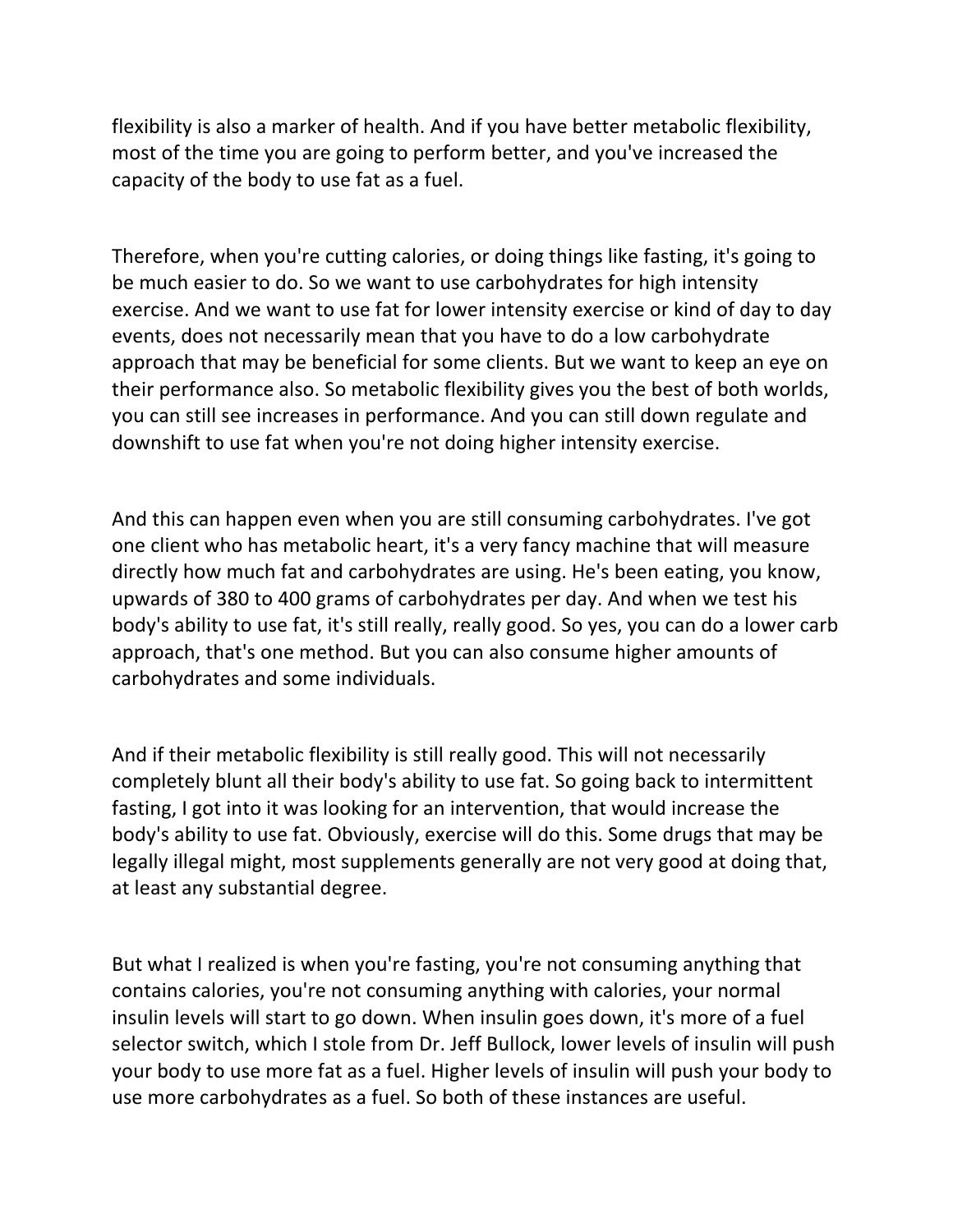flexibility is also a marker of health. And if you have better metabolic flexibility, most of the time you are going to perform better, and you've increased the capacity of the body to use fat as a fuel.

Therefore, when you're cutting calories, or doing things like fasting, it's going to be much easier to do. So we want to use carbohydrates for high intensity exercise. And we want to use fat for lower intensity exercise or kind of day to day events, does not necessarily mean that you have to do a low carbohydrate approach that may be beneficial for some clients. But we want to keep an eye on their performance also. So metabolic flexibility gives you the best of both worlds, you can still see increases in performance. And you can still down regulate and downshift to use fat when you're not doing higher intensity exercise.

And this can happen even when you are still consuming carbohydrates. I've got one client who has metabolic heart, it's a very fancy machine that will measure directly how much fat and carbohydrates are using. He's been eating, you know, upwards of 380 to 400 grams of carbohydrates per day. And when we test his body's ability to use fat, it's still really, really good. So yes, you can do a lower carb approach, that's one method. But you can also consume higher amounts of carbohydrates and some individuals.

And if their metabolic flexibility is still really good. This will not necessarily completely blunt all their body's ability to use fat. So going back to intermittent fasting, I got into it was looking for an intervention, that would increase the body's ability to use fat. Obviously, exercise will do this. Some drugs that may be legally illegal might, most supplements generally are not very good at doing that, at least any substantial degree.

But what I realized is when you're fasting, you're not consuming anything that contains calories, you're not consuming anything with calories, your normal insulin levels will start to go down. When insulin goes down, it's more of a fuel selector switch, which I stole from Dr. Jeff Bullock, lower levels of insulin will push your body to use more fat as a fuel. Higher levels of insulin will push your body to use more carbohydrates as a fuel. So both of these instances are useful.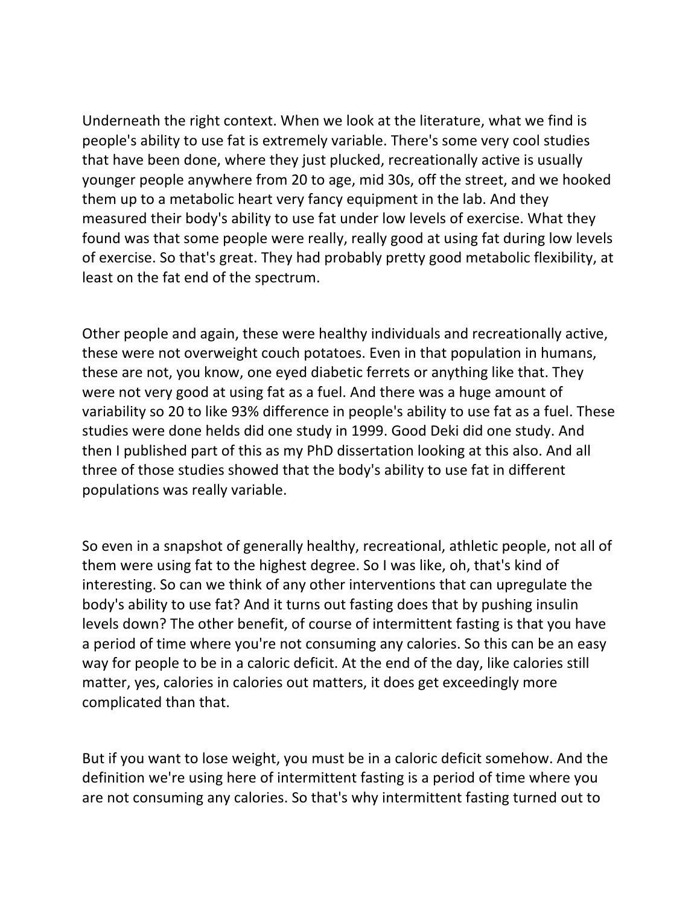Underneath the right context. When we look at the literature, what we find is people's ability to use fat is extremely variable. There's some very cool studies that have been done, where they just plucked, recreationally active is usually younger people anywhere from 20 to age, mid 30s, off the street, and we hooked them up to a metabolic heart very fancy equipment in the lab. And they measured their body's ability to use fat under low levels of exercise. What they found was that some people were really, really good at using fat during low levels of exercise. So that's great. They had probably pretty good metabolic flexibility, at least on the fat end of the spectrum.

Other people and again, these were healthy individuals and recreationally active, these were not overweight couch potatoes. Even in that population in humans, these are not, you know, one eyed diabetic ferrets or anything like that. They were not very good at using fat as a fuel. And there was a huge amount of variability so 20 to like 93% difference in people's ability to use fat as a fuel. These studies were done helds did one study in 1999. Good Deki did one study. And then I published part of this as my PhD dissertation looking at this also. And all three of those studies showed that the body's ability to use fat in different populations was really variable.

So even in a snapshot of generally healthy, recreational, athletic people, not all of them were using fat to the highest degree. So I was like, oh, that's kind of interesting. So can we think of any other interventions that can upregulate the body's ability to use fat? And it turns out fasting does that by pushing insulin levels down? The other benefit, of course of intermittent fasting is that you have a period of time where you're not consuming any calories. So this can be an easy way for people to be in a caloric deficit. At the end of the day, like calories still matter, yes, calories in calories out matters, it does get exceedingly more complicated than that.

But if you want to lose weight, you must be in a caloric deficit somehow. And the definition we're using here of intermittent fasting is a period of time where you are not consuming any calories. So that's why intermittent fasting turned out to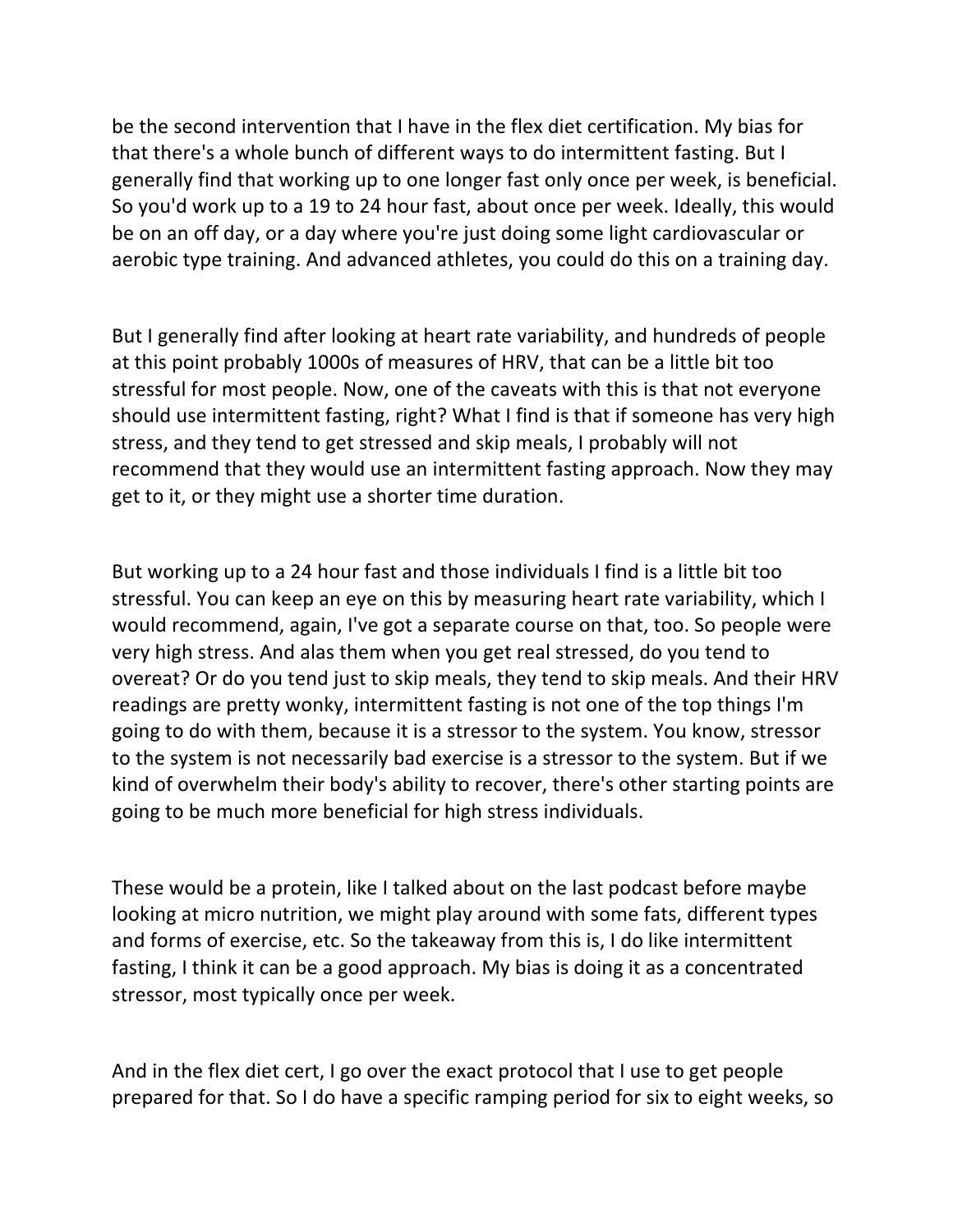be the second intervention that I have in the flex diet certification. My bias for that there's a whole bunch of different ways to do intermittent fasting. But I generally find that working up to one longer fast only once per week, is beneficial. So you'd work up to a 19 to 24 hour fast, about once per week. Ideally, this would be on an off day, or a day where you're just doing some light cardiovascular or aerobic type training. And advanced athletes, you could do this on a training day.

But I generally find after looking at heart rate variability, and hundreds of people at this point probably 1000s of measures of HRV, that can be a little bit too stressful for most people. Now, one of the caveats with this is that not everyone should use intermittent fasting, right? What I find is that if someone has very high stress, and they tend to get stressed and skip meals, I probably will not recommend that they would use an intermittent fasting approach. Now they may get to it, or they might use a shorter time duration.

But working up to a 24 hour fast and those individuals I find is a little bit too stressful. You can keep an eye on this by measuring heart rate variability, which I would recommend, again, I've got a separate course on that, too. So people were very high stress. And alas them when you get real stressed, do you tend to overeat? Or do you tend just to skip meals, they tend to skip meals. And their HRV readings are pretty wonky, intermittent fasting is not one of the top things I'm going to do with them, because it is a stressor to the system. You know, stressor to the system is not necessarily bad exercise is a stressor to the system. But if we kind of overwhelm their body's ability to recover, there's other starting points are going to be much more beneficial for high stress individuals.

These would be a protein, like I talked about on the last podcast before maybe looking at micro nutrition, we might play around with some fats, different types and forms of exercise, etc. So the takeaway from this is, I do like intermittent fasting, I think it can be a good approach. My bias is doing it as a concentrated stressor, most typically once per week.

And in the flex diet cert, I go over the exact protocol that I use to get people prepared for that. So I do have a specific ramping period for six to eight weeks, so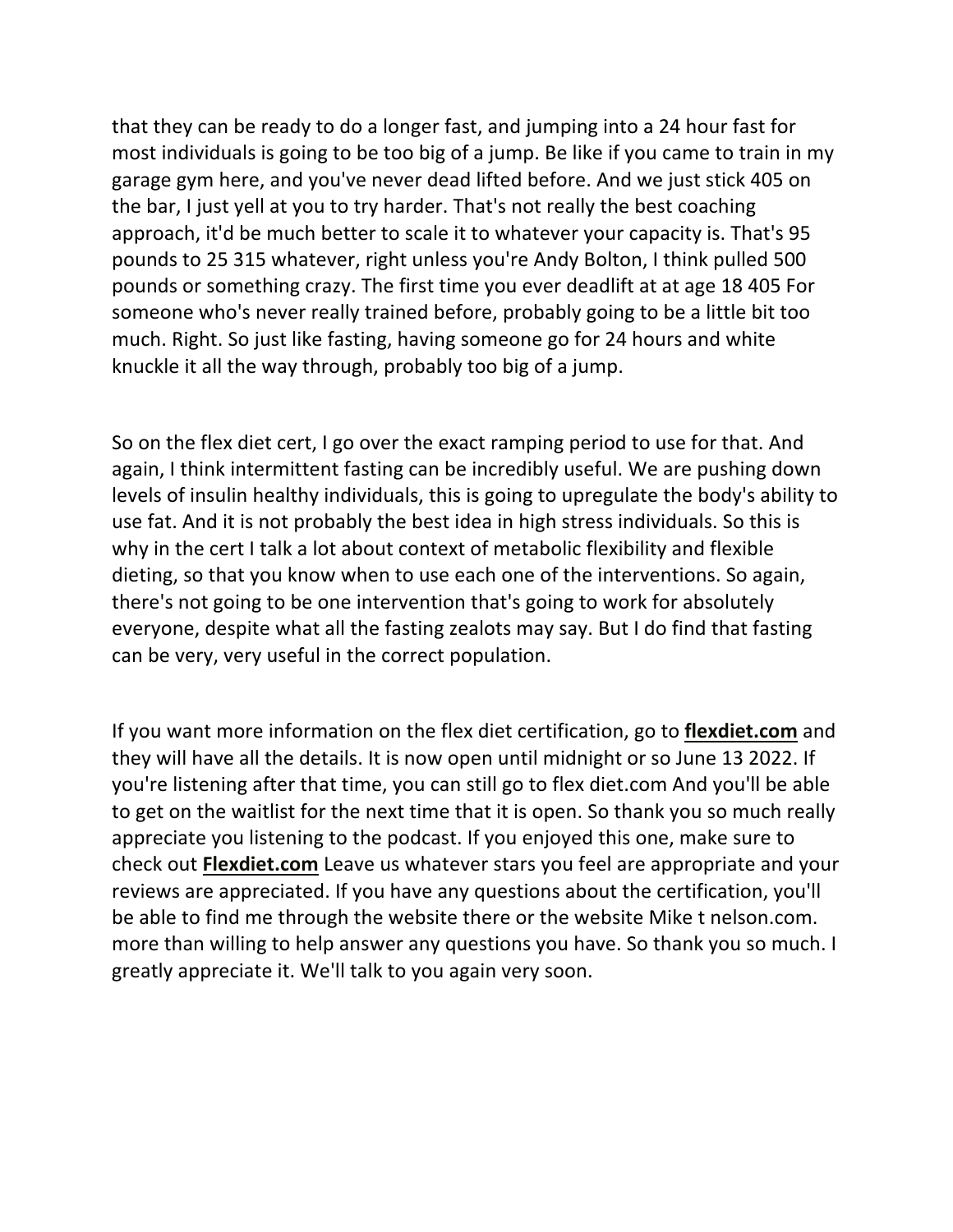that they can be ready to do a longer fast, and jumping into a 24 hour fast for most individuals is going to be too big of a jump. Be like if you came to train in my garage gym here, and you've never dead lifted before. And we just stick 405 on the bar, I just yell at you to try harder. That's not really the best coaching approach, it'd be much better to scale it to whatever your capacity is. That's 95 pounds to 25 315 whatever, right unless you're Andy Bolton, I think pulled 500 pounds or something crazy. The first time you ever deadlift at at age 18 405 For someone who's never really trained before, probably going to be a little bit too much. Right. So just like fasting, having someone go for 24 hours and white knuckle it all the way through, probably too big of a jump.

So on the flex diet cert, I go over the exact ramping period to use for that. And again, I think intermittent fasting can be incredibly useful. We are pushing down levels of insulin healthy individuals, this is going to upregulate the body's ability to use fat. And it is not probably the best idea in high stress individuals. So this is why in the cert I talk a lot about context of metabolic flexibility and flexible dieting, so that you know when to use each one of the interventions. So again, there's not going to be one intervention that's going to work for absolutely everyone, despite what all the fasting zealots may say. But I do find that fasting can be very, very useful in the correct population.

If you want more information on the flex diet certification, go to **flexdiet.com** and they will have all the details. It is now open until midnight or so June 13 2022. If you're listening after that time, you can still go to flex diet.com And you'll be able to get on the waitlist for the next time that it is open. So thank you so much really appreciate you listening to the podcast. If you enjoyed this one, make sure to check out **Flexdiet.com** Leave us whatever stars you feel are appropriate and your reviews are appreciated. If you have any questions about the certification, you'll be able to find me through the website there or the website Mike t nelson.com. more than willing to help answer any questions you have. So thank you so much. I greatly appreciate it. We'll talk to you again very soon.